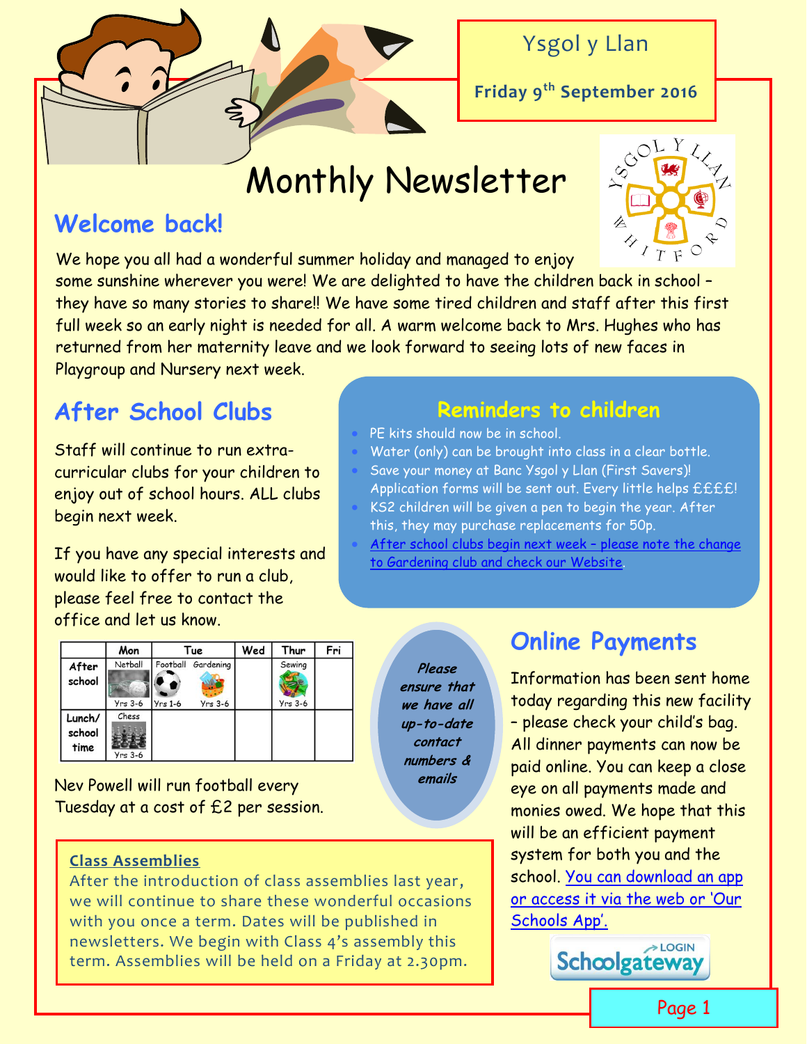Ysgol y Llan

Friday 9th September 2016

# Monthly Newsletter

## Welcome back!

We hope you all had a wonderful summer holiday and managed to enjoy some sunshine wherever you were! We are delighted to have the children back in school – they have so many stories to share!! We have some tired children and staff after this first full week so an early night is needed for all. A warm welcome back to Mrs. Hughes who has returned from her maternity leave and we look forward to seeing lots of new faces in Playgroup and Nursery next week.

## After School Clubs

Staff will continue to run extra-curricular clubs for your children to enjoy out of school hours. ALL clubs begin next week.

If you have any special interests and would like to offer to run a club, please feel free to contact the office and let us know.

| | Mon | Tue | | Wed | Thur | Fri |
|---|---|---|---|---|---|---|
| After school | Netball Yrs 3-6 | Football Yrs 1-6 | Gardening Yrs 3-6 | | Sewing Yrs 3-6 | |
| Lunch/ school time | Chess Yrs 3-6 | | | | | |

Nev Powell will run football every Tuesday at a cost of £2 per session.

## Reminders to children

- PE kits should now be in school.
- Water (only) can be brought into class in a clear bottle.
- Save your money at Banc Ysgol y Llan (First Savers)! Application forms will be sent out. Every little helps ££££!
- KS2 children will be given a pen to begin the year. After this, they may purchase replacements for 50p.
- After school clubs begin next week – please note the change to Gardening club and check our Website.

***Please ensure that we have all up-to-date contact numbers & emails***

## Online Payments

Information has been sent home today regarding this new facility – please check your child's bag. All dinner payments can now be paid online. You can keep a close eye on all payments made and monies owed. We hope that this will be an efficient payment system for both you and the school. You can download an app or access it via the web or 'Our Schools App'.

Schoolgateway LOGIN

### Class Assemblies

After the introduction of class assemblies last year, we will continue to share these wonderful occasions with you once a term. Dates will be published in newsletters. We begin with Class 4's assembly this term. Assemblies will be held on a Friday at 2.30pm.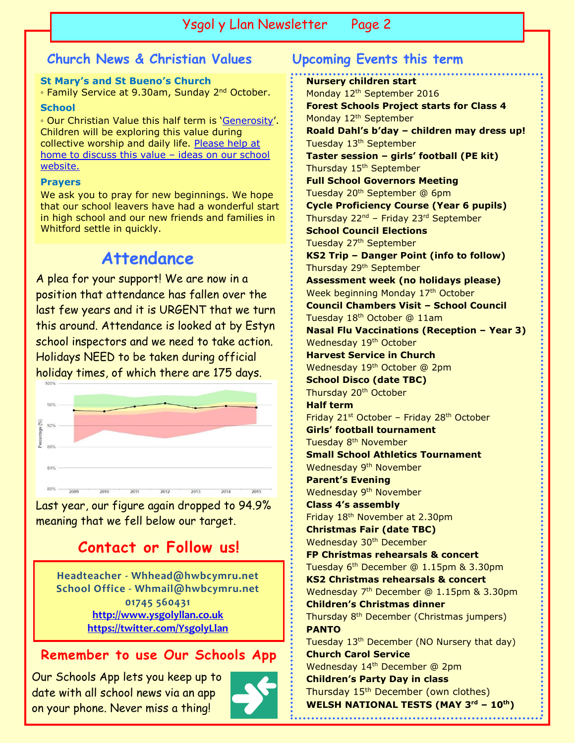# Ysgol y Llan Newsletter

## Church News & Christian Values

### St Mary's and St Bueno's Church

◦ Family Service at 9.30am, Sunday 2nd October.

### School

◦ Our Christian Value this half term is 'Generosity'. Children will be exploring this value during collective worship and daily life. Please help at home to discuss this value – ideas on our school website.

### Prayers

We ask you to pray for new beginnings. We hope that our school leavers have had a wonderful start in high school and our new friends and families in Whitford settle in quickly.

## Attendance

A plea for your support! We are now in a position that attendance has fallen over the last few years and it is URGENT that we turn this around. Attendance is looked at by Estyn school inspectors and we need to take action. Holidays NEED to be taken during official holiday times, of which there are 175 days.

100%
96%
92%
88%
84%
80%
Percentage (%)
2009 2010 2011 2012 2013 2014 2015

Last year, our figure again dropped to 94.9% meaning that we fell below our target.

## Contact or Follow us!

**Headteacher - Whhead@hwbcymru.net**
**School Office - Whmail@hwbcymru.net**
**01745 560431**
**http://www.ysgolyllan.co.uk**
**https://twitter.com/YsgolyLlan**

## Remember to use Our Schools App

Our Schools App lets you keep up to date with all school news via an app on your phone. Never miss a thing!

## Upcoming Events this term

**Nursery children start**
Monday 12th September 2016

**Forest Schools Project starts for Class 4**
Monday 12th September

**Roald Dahl's b'day – children may dress up!**
Tuesday 13th September

**Taster session – girls' football (PE kit)**
Thursday 15th September

**Full School Governors Meeting**
Tuesday 20th September @ 6pm

**Cycle Proficiency Course (Year 6 pupils)**
Thursday 22nd – Friday 23rd September

**School Council Elections**
Tuesday 27th September

**KS2 Trip – Danger Point (info to follow)**
Thursday 29th September

**Assessment week (no holidays please)**
Week beginning Monday 17th October

**Council Chambers Visit – School Council**
Tuesday 18th October @ 11am

**Nasal Flu Vaccinations (Reception – Year 3)**
Wednesday 19th October

**Harvest Service in Church**
Wednesday 19th October @ 2pm

**School Disco (date TBC)**
Thursday 20th October

**Half term**
Friday 21st October – Friday 28th October

**Girls' football tournament**
Tuesday 8th November

**Small School Athletics Tournament**
Wednesday 9th November

**Parent's Evening**
Wednesday 9th November

**Class 4's assembly**
Friday 18th November at 2.30pm

**Christmas Fair (date TBC)**
Wednesday 30th December

**FP Christmas rehearsals & concert**
Tuesday 6th December @ 1.15pm & 3.30pm

**KS2 Christmas rehearsals & concert**
Wednesday 7th December @ 1.15pm & 3.30pm

**Children's Christmas dinner**
Thursday 8th December (Christmas jumpers)

**PANTO**
Tuesday 13th December (NO Nursery that day)

**Church Carol Service**
Wednesday 14th December @ 2pm

**Children's Party Day in class**
Thursday 15th December (own clothes)

**WELSH NATIONAL TESTS (MAY 3rd – 10th)**